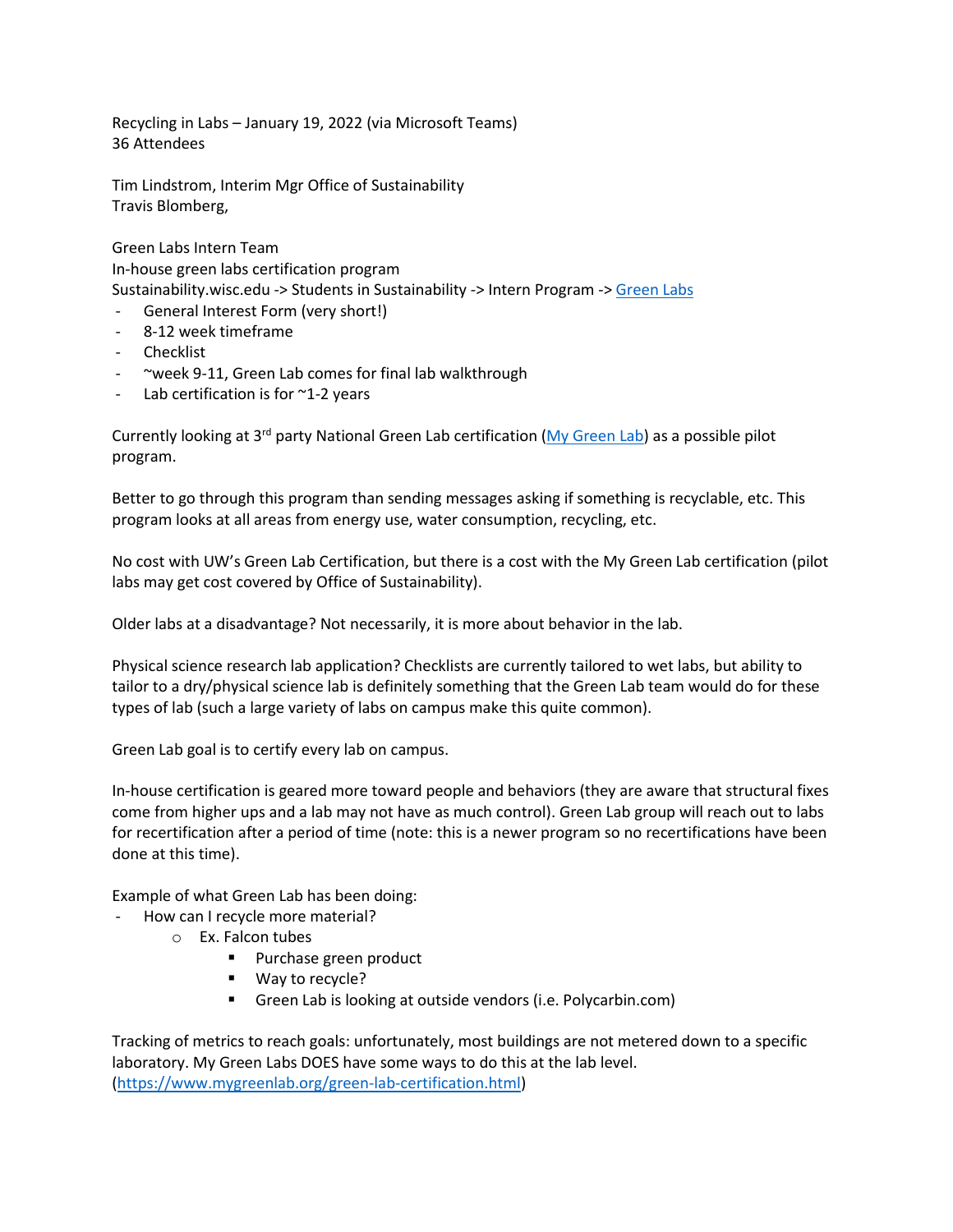Recycling in Labs – January 19, 2022 (via Microsoft Teams)
36 Attendees

Tim Lindstrom, Interim Mgr Office of Sustainability
Travis Blomberg,

Green Labs Intern Team
In-house green labs certification program
Sustainability.wisc.edu -> Students in Sustainability -> Intern Program -> [Green Labs](#)

- General Interest Form (very short!)
- 8-12 week timeframe
- Checklist
- ~week 9-11, Green Lab comes for final lab walkthrough
- Lab certification is for ~1-2 years

Currently looking at 3rd party National Green Lab certification ([My Green Lab](#)) as a possible pilot program.

Better to go through this program than sending messages asking if something is recyclable, etc. This program looks at all areas from energy use, water consumption, recycling, etc.

No cost with UW's Green Lab Certification, but there is a cost with the My Green Lab certification (pilot labs may get cost covered by Office of Sustainability).

Older labs at a disadvantage? Not necessarily, it is more about behavior in the lab.

Physical science research lab application? Checklists are currently tailored to wet labs, but ability to tailor to a dry/physical science lab is definitely something that the Green Lab team would do for these types of lab (such a large variety of labs on campus make this quite common).

Green Lab goal is to certify every lab on campus.

In-house certification is geared more toward people and behaviors (they are aware that structural fixes come from higher ups and a lab may not have as much control). Green Lab group will reach out to labs for recertification after a period of time (note: this is a newer program so no recertifications have been done at this time).

Example of what Green Lab has been doing:

- How can I recycle more material?
  - Ex. Falcon tubes
    - Purchase green product
    - Way to recycle?
    - Green Lab is looking at outside vendors (i.e. Polycarbin.com)

Tracking of metrics to reach goals: unfortunately, most buildings are not metered down to a specific laboratory. My Green Labs DOES have some ways to do this at the lab level. (https://www.mygreenlab.org/green-lab-certification.html)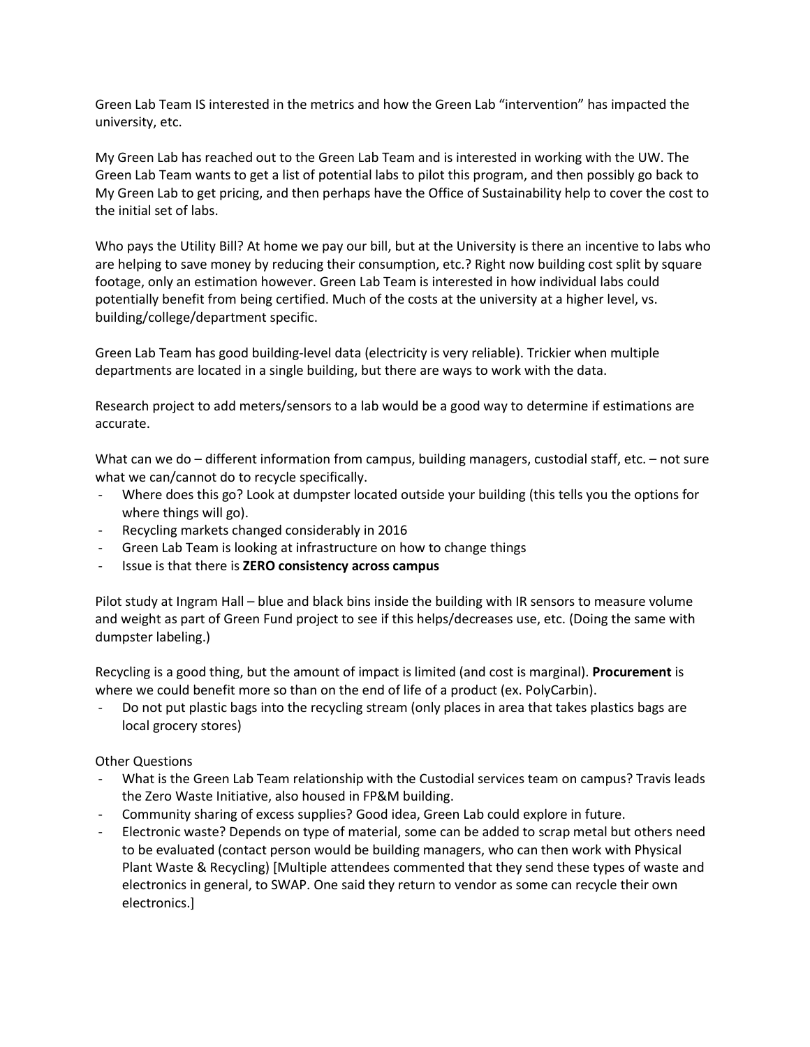Green Lab Team IS interested in the metrics and how the Green Lab "intervention" has impacted the university, etc.

My Green Lab has reached out to the Green Lab Team and is interested in working with the UW. The Green Lab Team wants to get a list of potential labs to pilot this program, and then possibly go back to My Green Lab to get pricing, and then perhaps have the Office of Sustainability help to cover the cost to the initial set of labs.

Who pays the Utility Bill? At home we pay our bill, but at the University is there an incentive to labs who are helping to save money by reducing their consumption, etc.? Right now building cost split by square footage, only an estimation however. Green Lab Team is interested in how individual labs could potentially benefit from being certified. Much of the costs at the university at a higher level, vs. building/college/department specific.

Green Lab Team has good building-level data (electricity is very reliable). Trickier when multiple departments are located in a single building, but there are ways to work with the data.

Research project to add meters/sensors to a lab would be a good way to determine if estimations are accurate.

What can we do – different information from campus, building managers, custodial staff, etc. – not sure what we can/cannot do to recycle specifically.

- Where does this go? Look at dumpster located outside your building (this tells you the options for where things will go).
- Recycling markets changed considerably in 2016
- Green Lab Team is looking at infrastructure on how to change things
- Issue is that there is **ZERO consistency across campus**

Pilot study at Ingram Hall – blue and black bins inside the building with IR sensors to measure volume and weight as part of Green Fund project to see if this helps/decreases use, etc. (Doing the same with dumpster labeling.)

Recycling is a good thing, but the amount of impact is limited (and cost is marginal). **Procurement** is where we could benefit more so than on the end of life of a product (ex. PolyCarbin).

- Do not put plastic bags into the recycling stream (only places in area that takes plastics bags are local grocery stores)

Other Questions

- What is the Green Lab Team relationship with the Custodial services team on campus? Travis leads the Zero Waste Initiative, also housed in FP&M building.
- Community sharing of excess supplies? Good idea, Green Lab could explore in future.
- Electronic waste? Depends on type of material, some can be added to scrap metal but others need to be evaluated (contact person would be building managers, who can then work with Physical Plant Waste & Recycling) [Multiple attendees commented that they send these types of waste and electronics in general, to SWAP. One said they return to vendor as some can recycle their own electronics.]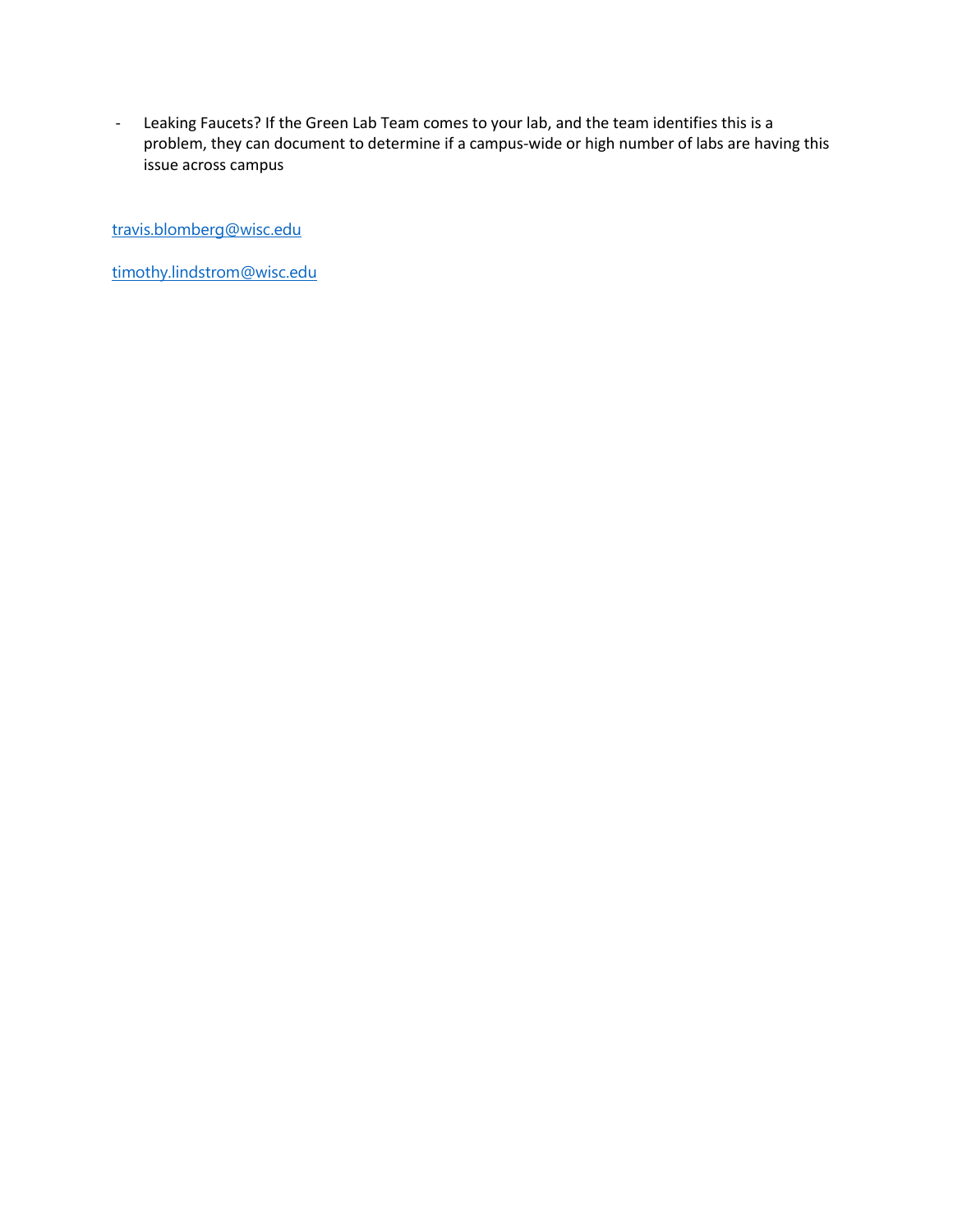- Leaking Faucets? If the Green Lab Team comes to your lab, and the team identifies this is a problem, they can document to determine if a campus-wide or high number of labs are having this issue across campus

[travis.blomberg@wisc.edu](mailto:travis.blomberg@wisc.edu)

[timothy.lindstrom@wisc.edu](mailto:timothy.lindstrom@wisc.edu)